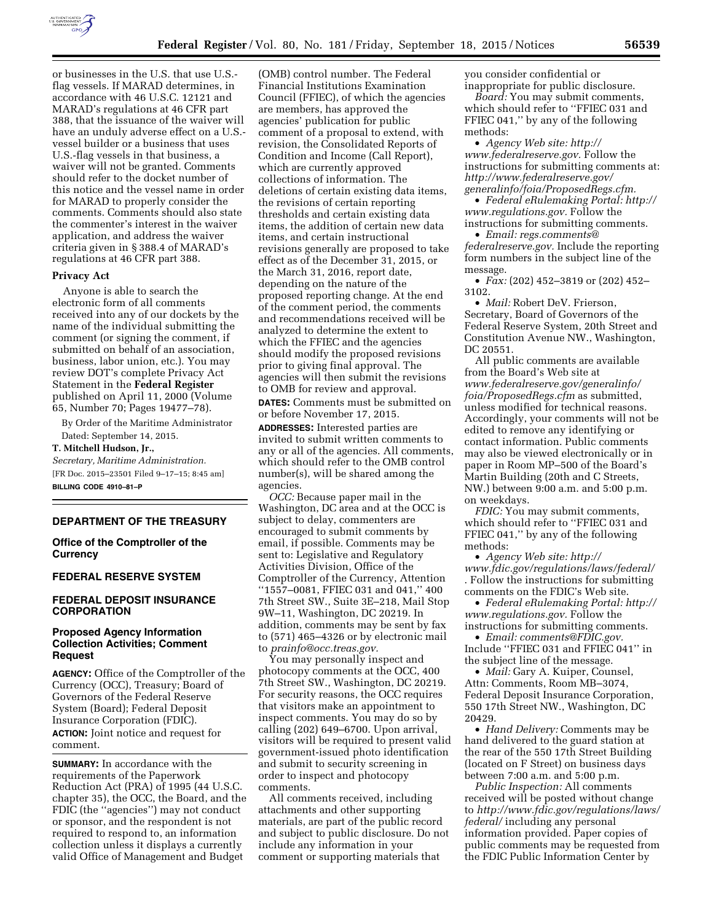or businesses in the U.S. that use U.S.-flag vessels. If MARAD determines, in accordance with 46 U.S.C. 12121 and MARAD's regulations at 46 CFR part 388, that the issuance of the waiver will have an unduly adverse effect on a U.S.-vessel builder or a business that uses U.S.-flag vessels in that business, a waiver will not be granted. Comments should refer to the docket number of this notice and the vessel name in order for MARAD to properly consider the comments. Comments should also state the commenter's interest in the waiver application, and address the waiver criteria given in § 388.4 of MARAD's regulations at 46 CFR part 388.

**Privacy Act**

Anyone is able to search the electronic form of all comments received into any of our dockets by the name of the individual submitting the comment (or signing the comment, if submitted on behalf of an association, business, labor union, etc.). You may review DOT's complete Privacy Act Statement in the **Federal Register** published on April 11, 2000 (Volume 65, Number 70; Pages 19477–78).

By Order of the Maritime Administrator

Dated: September 14, 2015.

**T. Mitchell Hudson, Jr.,**

*Secretary, Maritime Administration.*

[FR Doc. 2015–23501 Filed 9–17–15; 8:45 am]

**BILLING CODE 4910–81–P**

## DEPARTMENT OF THE TREASURY

### Office of the Comptroller of the Currency

## FEDERAL RESERVE SYSTEM

## FEDERAL DEPOSIT INSURANCE CORPORATION

### Proposed Agency Information Collection Activities; Comment Request

**AGENCY:** Office of the Comptroller of the Currency (OCC), Treasury; Board of Governors of the Federal Reserve System (Board); Federal Deposit Insurance Corporation (FDIC).

**ACTION:** Joint notice and request for comment.

**SUMMARY:** In accordance with the requirements of the Paperwork Reduction Act (PRA) of 1995 (44 U.S.C. chapter 35), the OCC, the Board, and the FDIC (the "agencies") may not conduct or sponsor, and the respondent is not required to respond to, an information collection unless it displays a currently valid Office of Management and Budget (OMB) control number. The Federal Financial Institutions Examination Council (FFIEC), of which the agencies are members, has approved the agencies' publication for public comment of a proposal to extend, with revision, the Consolidated Reports of Condition and Income (Call Report), which are currently approved collections of information. The deletions of certain existing data items, the revisions of certain reporting thresholds and certain existing data items, the addition of certain new data items, and certain instructional revisions generally are proposed to take effect as of the December 31, 2015, or the March 31, 2016, report date, depending on the nature of the proposed reporting change. At the end of the comment period, the comments and recommendations received will be analyzed to determine the extent to which the FFIEC and the agencies should modify the proposed revisions prior to giving final approval. The agencies will then submit the revisions to OMB for review and approval.

**DATES:** Comments must be submitted on or before November 17, 2015.

**ADDRESSES:** Interested parties are invited to submit written comments to any or all of the agencies. All comments, which should refer to the OMB control number(s), will be shared among the agencies.

*OCC:* Because paper mail in the Washington, DC area and at the OCC is subject to delay, commenters are encouraged to submit comments by email, if possible. Comments may be sent to: Legislative and Regulatory Activities Division, Office of the Comptroller of the Currency, Attention "1557–0081, FFIEC 031 and 041," 400 7th Street SW., Suite 3E–218, Mail Stop 9W–11, Washington, DC 20219. In addition, comments may be sent by fax to (571) 465–4326 or by electronic mail to *prainfo@occ.treas.gov.*

You may personally inspect and photocopy comments at the OCC, 400 7th Street SW., Washington, DC 20219. For security reasons, the OCC requires that visitors make an appointment to inspect comments. You may do so by calling (202) 649–6700. Upon arrival, visitors will be required to present valid government-issued photo identification and submit to security screening in order to inspect and photocopy comments.

All comments received, including attachments and other supporting materials, are part of the public record and subject to public disclosure. Do not include any information in your comment or supporting materials that you consider confidential or inappropriate for public disclosure.

*Board:* You may submit comments, which should refer to "FFIEC 031 and FFIEC 041," by any of the following methods:

- *Agency Web site: http://www.federalreserve.gov.* Follow the instructions for submitting comments at: *http://www.federalreserve.gov/generalinfo/foia/ProposedRegs.cfm.*
- *Federal eRulemaking Portal: http://www.regulations.gov.* Follow the instructions for submitting comments.
- *Email: regs.comments@federalreserve.gov.* Include the reporting form numbers in the subject line of the message.
- *Fax:* (202) 452–3819 or (202) 452–3102.
- *Mail:* Robert deV. Frierson, Secretary, Board of Governors of the Federal Reserve System, 20th Street and Constitution Avenue NW., Washington, DC 20551.

All public comments are available from the Board's Web site at *www.federalreserve.gov/generalinfo/foia/ProposedRegs.cfm* as submitted, unless modified for technical reasons. Accordingly, your comments will not be edited to remove any identifying or contact information. Public comments may also be viewed electronically or in paper in Room MP–500 of the Board's Martin Building (20th and C Streets, NW.) between 9:00 a.m. and 5:00 p.m. on weekdays.

*FDIC:* You may submit comments, which should refer to "FFIEC 031 and FFIEC 041," by any of the following methods:

- *Agency Web site: http://www.fdic.gov/regulations/laws/federal/*. Follow the instructions for submitting comments on the FDIC's Web site.
- *Federal eRulemaking Portal: http://www.regulations.gov.* Follow the instructions for submitting comments.
- *Email: comments@FDIC.gov.* Include "FFIEC 031 and FFIEC 041" in the subject line of the message.
- *Mail:* Gary A. Kuiper, Counsel, Attn: Comments, Room MB–3074, Federal Deposit Insurance Corporation, 550 17th Street NW., Washington, DC 20429.
- *Hand Delivery:* Comments may be hand delivered to the guard station at the rear of the 550 17th Street Building (located on F Street) on business days between 7:00 a.m. and 5:00 p.m.

*Public Inspection:* All comments received will be posted without change to *http://www.fdic.gov/regulations/laws/federal/* including any personal information provided. Paper copies of public comments may be requested from the FDIC Public Information Center by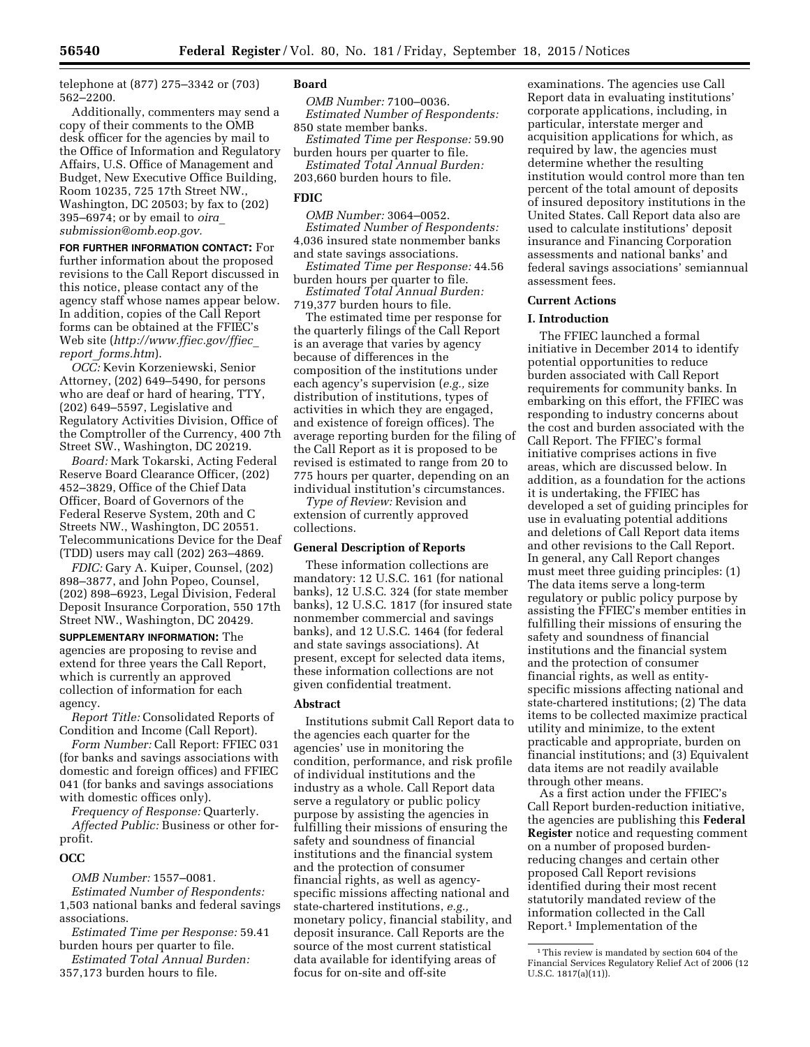telephone at (877) 275–3342 or (703) 562–2200.

Additionally, commenters may send a copy of their comments to the OMB desk officer for the agencies by mail to the Office of Information and Regulatory Affairs, U.S. Office of Management and Budget, New Executive Office Building, Room 10235, 725 17th Street NW., Washington, DC 20503; by fax to (202) 395–6974; or by email to *oira_submission@omb.eop.gov.*

**FOR FURTHER INFORMATION CONTACT:** For further information about the proposed revisions to the Call Report discussed in this notice, please contact any of the agency staff whose names appear below. In addition, copies of the Call Report forms can be obtained at the FFIEC's Web site (*http://www.ffiec.gov/ffiec_report_forms.htm*).

*OCC:* Kevin Korzeniewski, Senior Attorney, (202) 649–5490, for persons who are deaf or hard of hearing, TTY, (202) 649–5597, Legislative and Regulatory Activities Division, Office of the Comptroller of the Currency, 400 7th Street SW., Washington, DC 20219.

*Board:* Mark Tokarski, Acting Federal Reserve Board Clearance Officer, (202) 452–3829, Office of the Chief Data Officer, Board of Governors of the Federal Reserve System, 20th and C Streets NW., Washington, DC 20551. Telecommunications Device for the Deaf (TDD) users may call (202) 263–4869.

*FDIC:* Gary A. Kuiper, Counsel, (202) 898–3877, and John Popeo, Counsel, (202) 898–6923, Legal Division, Federal Deposit Insurance Corporation, 550 17th Street NW., Washington, DC 20429.

**SUPPLEMENTARY INFORMATION:** The agencies are proposing to revise and extend for three years the Call Report, which is currently an approved collection of information for each agency.

*Report Title:* Consolidated Reports of Condition and Income (Call Report).

*Form Number:* Call Report: FFIEC 031 (for banks and savings associations with domestic and foreign offices) and FFIEC 041 (for banks and savings associations with domestic offices only).

*Frequency of Response:* Quarterly.

*Affected Public:* Business or other for-profit.

## OCC

*OMB Number:* 1557–0081.

*Estimated Number of Respondents:* 1,503 national banks and federal savings associations.

*Estimated Time per Response:* 59.41 burden hours per quarter to file.

*Estimated Total Annual Burden:* 357,173 burden hours to file.

## Board

*OMB Number:* 7100–0036.

*Estimated Number of Respondents:* 850 state member banks.

*Estimated Time per Response:* 59.90 burden hours per quarter to file.

*Estimated Total Annual Burden:* 203,660 burden hours to file.

## FDIC

*OMB Number:* 3064–0052.

*Estimated Number of Respondents:* 4,036 insured state nonmember banks and state savings associations.

*Estimated Time per Response:* 44.56 burden hours per quarter to file.

*Estimated Total Annual Burden:* 719,377 burden hours to file.

The estimated time per response for the quarterly filings of the Call Report is an average that varies by agency because of differences in the composition of the institutions under each agency's supervision (*e.g.,* size distribution of institutions, types of activities in which they are engaged, and existence of foreign offices). The average reporting burden for the filing of the Call Report as it is proposed to be revised is estimated to range from 20 to 775 hours per quarter, depending on an individual institution's circumstances.

*Type of Review:* Revision and extension of currently approved collections.

## General Description of Reports

These information collections are mandatory: 12 U.S.C. 161 (for national banks), 12 U.S.C. 324 (for state member banks), 12 U.S.C. 1817 (for insured state nonmember commercial and savings banks), and 12 U.S.C. 1464 (for federal and state savings associations). At present, except for selected data items, these information collections are not given confidential treatment.

## Abstract

Institutions submit Call Report data to the agencies each quarter for the agencies' use in monitoring the condition, performance, and risk profile of individual institutions and the industry as a whole. Call Report data serve a regulatory or public policy purpose by assisting the agencies in fulfilling their missions of ensuring the safety and soundness of financial institutions and the financial system and the protection of consumer financial rights, as well as agency-specific missions affecting national and state-chartered institutions, *e.g.,* monetary policy, financial stability, and deposit insurance. Call Reports are the source of the most current statistical data available for identifying areas of focus for on-site and off-site examinations. The agencies use Call Report data in evaluating institutions' corporate applications, including, in particular, interstate merger and acquisition applications for which, as required by law, the agencies must determine whether the resulting institution would control more than ten percent of the total amount of deposits of insured depository institutions in the United States. Call Report data also are used to calculate institutions' deposit insurance and Financing Corporation assessments and national banks' and federal savings associations' semiannual assessment fees.

## Current Actions

### I. Introduction

The FFIEC launched a formal initiative in December 2014 to identify potential opportunities to reduce burden associated with Call Report requirements for community banks. In embarking on this effort, the FFIEC was responding to industry concerns about the cost and burden associated with the Call Report. The FFIEC's formal initiative comprises actions in five areas, which are discussed below. In addition, as a foundation for the actions it is undertaking, the FFIEC has developed a set of guiding principles for use in evaluating potential additions and deletions of Call Report data items and other revisions to the Call Report. In general, any Call Report changes must meet three guiding principles: (1) The data items serve a long-term regulatory or public policy purpose by assisting the FFIEC's member entities in fulfilling their missions of ensuring the safety and soundness of financial institutions and the financial system and the protection of consumer financial rights, as well as entity-specific missions affecting national and state-chartered institutions; (2) The data items to be collected maximize practical utility and minimize, to the extent practicable and appropriate, burden on financial institutions; and (3) Equivalent data items are not readily available through other means.

As a first action under the FFIEC's Call Report burden-reduction initiative, the agencies are publishing this **Federal Register** notice and requesting comment on a number of proposed burden-reducing changes and certain other proposed Call Report revisions identified during their most recent statutorily mandated review of the information collected in the Call Report.[1] Implementation of the

[1] This review is mandated by section 604 of the Financial Services Regulatory Relief Act of 2006 (12 U.S.C. 1817(a)(11)).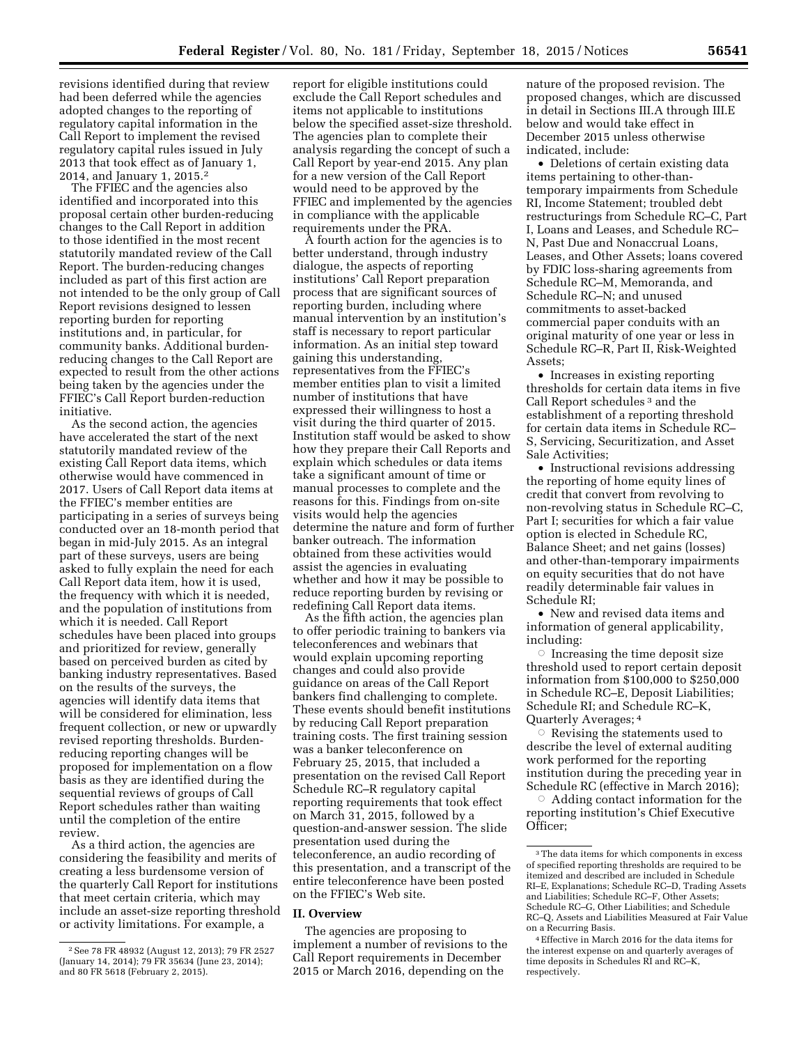revisions identified during that review had been deferred while the agencies adopted changes to the reporting of regulatory capital information in the Call Report to implement the revised regulatory capital rules issued in July 2013 that took effect as of January 1, 2014, and January 1, 2015.[2]

The FFIEC and the agencies also identified and incorporated into this proposal certain other burden-reducing changes to the Call Report in addition to those identified in the most recent statutorily mandated review of the Call Report. The burden-reducing changes included as part of this first action are not intended to be the only group of Call Report revisions designed to lessen reporting burden for reporting institutions and, in particular, for community banks. Additional burden-reducing changes to the Call Report are expected to result from the other actions being taken by the agencies under the FFIEC's Call Report burden-reduction initiative.

As the second action, the agencies have accelerated the start of the next statutorily mandated review of the existing Call Report data items, which otherwise would have commenced in 2017. Users of Call Report data items at the FFIEC's member entities are participating in a series of surveys being conducted over an 18-month period that began in mid-July 2015. As an integral part of these surveys, users are being asked to fully explain the need for each Call Report data item, how it is used, the frequency with which it is needed, and the population of institutions from which it is needed. Call Report schedules have been placed into groups and prioritized for review, generally based on perceived burden as cited by banking industry representatives. Based on the results of the surveys, the agencies will identify data items that will be considered for elimination, less frequent collection, or new or upwardly revised reporting thresholds. Burden-reducing reporting changes will be proposed for implementation on a flow basis as they are identified during the sequential reviews of groups of Call Report schedules rather than waiting until the completion of the entire review.

As a third action, the agencies are considering the feasibility and merits of creating a less burdensome version of the quarterly Call Report for institutions that meet certain criteria, which may include an asset-size reporting threshold or activity limitations. For example, a report for eligible institutions could exclude the Call Report schedules and items not applicable to institutions below the specified asset-size threshold. The agencies plan to complete their analysis regarding the concept of such a Call Report by year-end 2015. Any plan for a new version of the Call Report would need to be approved by the FFIEC and implemented by the agencies in compliance with the applicable requirements under the PRA.

A fourth action for the agencies is to better understand, through industry dialogue, the aspects of reporting institutions' Call Report preparation process that are significant sources of reporting burden, including where manual intervention by an institution's staff is necessary to report particular information. As an initial step toward gaining this understanding, representatives from the FFIEC's member entities plan to visit a limited number of institutions that have expressed their willingness to host a visit during the third quarter of 2015. Institution staff would be asked to show how they prepare their Call Reports and explain which schedules or data items take a significant amount of time or manual processes to complete and the reasons for this. Findings from on-site visits would help the agencies determine the nature and form of further banker outreach. The information obtained from these activities would assist the agencies in evaluating whether and how it may be possible to reduce reporting burden by revising or redefining Call Report data items.

As the fifth action, the agencies plan to offer periodic training to bankers via teleconferences and webinars that would explain upcoming reporting changes and could also provide guidance on areas of the Call Report bankers find challenging to complete. These events should benefit institutions by reducing Call Report preparation training costs. The first training session was a banker teleconference on February 25, 2015, that included a presentation on the revised Call Report Schedule RC–R regulatory capital reporting requirements that took effect on March 31, 2015, followed by a question-and-answer session. The slide presentation used during the teleconference, an audio recording of this presentation, and a transcript of the entire teleconference have been posted on the FFIEC's Web site.

## II. Overview

The agencies are proposing to implement a number of revisions to the Call Report requirements in December 2015 or March 2016, depending on the nature of the proposed revision. The proposed changes, which are discussed in detail in Sections III.A through III.E below and would take effect in December 2015 unless otherwise indicated, include:

- Deletions of certain existing data items pertaining to other-than-temporary impairments from Schedule RI, Income Statement; troubled debt restructurings from Schedule RC–C, Part I, Loans and Leases, and Schedule RC–N, Past Due and Nonaccrual Loans, Leases, and Other Assets; loans covered by FDIC loss-sharing agreements from Schedule RC–M, Memoranda, and Schedule RC–N; and unused commitments to asset-backed commercial paper conduits with an original maturity of one year or less in Schedule RC–R, Part II, Risk-Weighted Assets;
- Increases in existing reporting thresholds for certain data items in five Call Report schedules[3] and the establishment of a reporting threshold for certain data items in Schedule RC–S, Servicing, Securitization, and Asset Sale Activities;
- Instructional revisions addressing the reporting of home equity lines of credit that convert from revolving to non-revolving status in Schedule RC–C, Part I; securities for which a fair value option is elected in Schedule RC, Balance Sheet; and net gains (losses) and other-than-temporary impairments on equity securities that do not have readily determinable fair values in Schedule RI;
- New and revised data items and information of general applicability, including:
  - Increasing the time deposit size threshold used to report certain deposit information from $100,000 to $250,000 in Schedule RC–E, Deposit Liabilities; Schedule RI; and Schedule RC–K, Quarterly Averages;[4]
  - Revising the statements used to describe the level of external auditing work performed for the reporting institution during the preceding year in Schedule RC (effective in March 2016);
  - Adding contact information for the reporting institution's Chief Executive Officer;

[2] See 78 FR 48932 (August 12, 2013); 79 FR 2527 (January 14, 2014); 79 FR 35634 (June 23, 2014); and 80 FR 5618 (February 2, 2015).

[3] The data items for which components in excess of specified reporting thresholds are required to be itemized and described are included in Schedule RI–E, Explanations; Schedule RC–D, Trading Assets and Liabilities; Schedule RC–F, Other Assets; Schedule RC–G, Other Liabilities; and Schedule RC–Q, Assets and Liabilities Measured at Fair Value on a Recurring Basis.

[4] Effective in March 2016 for the data items for the interest expense on and quarterly averages of time deposits in Schedules RI and RC–K, respectively.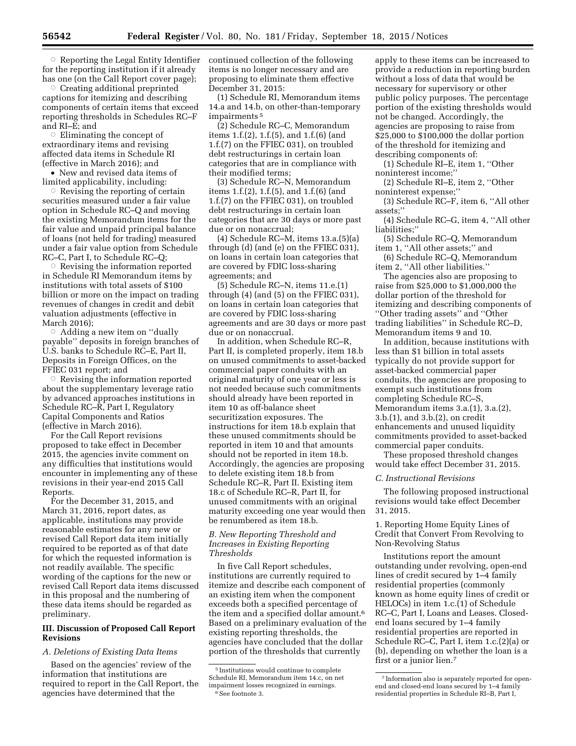○ Reporting the Legal Entity Identifier for the reporting institution if it already has one (on the Call Report cover page);

○ Creating additional preprinted captions for itemizing and describing components of certain items that exceed reporting thresholds in Schedules RC–F and RI–E; and

○ Eliminating the concept of extraordinary items and revising affected data items in Schedule RI (effective in March 2016); and

• New and revised data items of limited applicability, including:

○ Revising the reporting of certain securities measured under a fair value option in Schedule RC–Q and moving the existing Memorandum items for the fair value and unpaid principal balance of loans (not held for trading) measured under a fair value option from Schedule RC–C, Part I, to Schedule RC–Q;

○ Revising the information reported in Schedule RI Memorandum items by institutions with total assets of $100 billion or more on the impact on trading revenues of changes in credit and debit valuation adjustments (effective in March 2016);

○ Adding a new item on ''dually payable'' deposits in foreign branches of U.S. banks to Schedule RC–E, Part II, Deposits in Foreign Offices, on the FFIEC 031 report; and

○ Revising the information reported about the supplementary leverage ratio by advanced approaches institutions in Schedule RC–R, Part I, Regulatory Capital Components and Ratios (effective in March 2016).

For the Call Report revisions proposed to take effect in December 2015, the agencies invite comment on any difficulties that institutions would encounter in implementing any of these revisions in their year-end 2015 Call Reports.

For the December 31, 2015, and March 31, 2016, report dates, as applicable, institutions may provide reasonable estimates for any new or revised Call Report data item initially required to be reported as of that date for which the requested information is not readily available. The specific wording of the captions for the new or revised Call Report data items discussed in this proposal and the numbering of these data items should be regarded as preliminary.

## III. Discussion of Proposed Call Report Revisions

### *A. Deletions of Existing Data Items*

Based on the agencies' review of the information that institutions are required to report in the Call Report, the agencies have determined that the continued collection of the following items is no longer necessary and are proposing to eliminate them effective December 31, 2015:

(1) Schedule RI, Memorandum items 14.a and 14.b, on other-than-temporary impairments [5]

(2) Schedule RC–C, Memorandum items 1.f.(2), 1.f.(5), and 1.f.(6) (and 1.f.(7) on the FFIEC 031), on troubled debt restructurings in certain loan categories that are in compliance with their modified terms;

(3) Schedule RC–N, Memorandum items 1.f.(2), 1.f.(5), and 1.f.(6) (and 1.f.(7) on the FFIEC 031), on troubled debt restructurings in certain loan categories that are 30 days or more past due or on nonaccrual;

(4) Schedule RC–M, items 13.a.(5)(a) through (d) (and (e) on the FFIEC 031), on loans in certain loan categories that are covered by FDIC loss-sharing agreements; and

(5) Schedule RC–N, items 11.e.(1) through (4) (and (5) on the FFIEC 031), on loans in certain loan categories that are covered by FDIC loss-sharing agreements and are 30 days or more past due or on nonaccrual.

In addition, when Schedule RC–R, Part II, is completed properly, item 18.b on unused commitments to asset-backed commercial paper conduits with an original maturity of one year or less is not needed because such commitments should already have been reported in item 10 as off-balance sheet securitization exposures. The instructions for item 18.b explain that these unused commitments should be reported in item 10 and that amounts should not be reported in item 18.b. Accordingly, the agencies are proposing to delete existing item 18.b from Schedule RC–R, Part II. Existing item 18.c of Schedule RC–R, Part II, for unused commitments with an original maturity exceeding one year would then be renumbered as item 18.b.

### *B. New Reporting Threshold and Increases in Existing Reporting Thresholds*

In five Call Report schedules, institutions are currently required to itemize and describe each component of an existing item when the component exceeds both a specified percentage of the item and a specified dollar amount.[6] Based on a preliminary evaluation of the existing reporting thresholds, the agencies have concluded that the dollar portion of the thresholds that currently apply to these items can be increased to provide a reduction in reporting burden without a loss of data that would be necessary for supervisory or other public policy purposes. The percentage portion of the existing thresholds would not be changed. Accordingly, the agencies are proposing to raise from $25,000 to $100,000 the dollar portion of the threshold for itemizing and describing components of:

(1) Schedule RI–E, item 1, ''Other noninterest income;''

(2) Schedule RI–E, item 2, ''Other noninterest expense;''

(3) Schedule RC–F, item 6, ''All other assets;''

(4) Schedule RC–G, item 4, ''All other liabilities;''

(5) Schedule RC–Q, Memorandum item 1, ''All other assets;'' and

(6) Schedule RC–Q, Memorandum item 2, ''All other liabilities.''

The agencies also are proposing to raise from $25,000 to $1,000,000 the dollar portion of the threshold for itemizing and describing components of ''Other trading assets'' and ''Other trading liabilities'' in Schedule RC–D, Memorandum items 9 and 10.

In addition, because institutions with less than $1 billion in total assets typically do not provide support for asset-backed commercial paper conduits, the agencies are proposing to exempt such institutions from completing Schedule RC–S, Memorandum items 3.a.(1), 3.a.(2), 3.b.(1), and 3.b.(2), on credit enhancements and unused liquidity commitments provided to asset-backed commercial paper conduits.

These proposed threshold changes would take effect December 31, 2015.

### *C. Instructional Revisions*

The following proposed instructional revisions would take effect December 31, 2015.

#### 1. Reporting Home Equity Lines of Credit that Convert From Revolving to Non-Revolving Status

Institutions report the amount outstanding under revolving, open-end lines of credit secured by 1–4 family residential properties (commonly known as home equity lines of credit or HELOCs) in item 1.c.(1) of Schedule RC–C, Part I, Loans and Leases. Closed-end loans secured by 1–4 family residential properties are reported in Schedule RC–C, Part I, item 1.c.(2)(a) or (b), depending on whether the loan is a first or a junior lien.[7]

---

[5] Institutions would continue to complete Schedule RI, Memorandum item 14.c, on net impairment losses recognized in earnings.

[6] See footnote 3.

[7] Information also is separately reported for open-end and closed-end loans secured by 1–4 family residential properties in Schedule RI–B, Part I,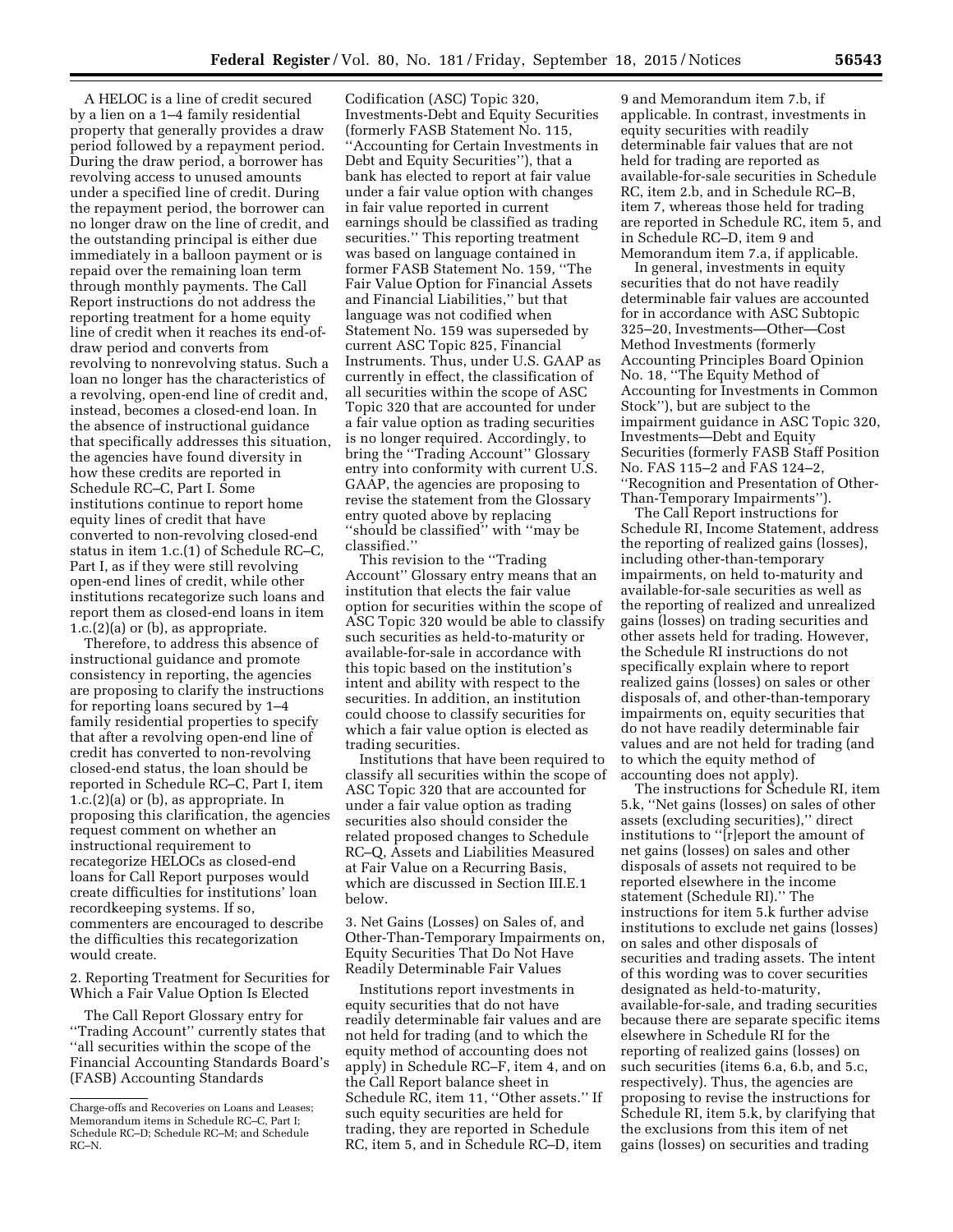A HELOC is a line of credit secured by a lien on a 1–4 family residential property that generally provides a draw period followed by a repayment period. During the draw period, a borrower has revolving access to unused amounts under a specified line of credit. During the repayment period, the borrower can no longer draw on the line of credit, and the outstanding principal is either due immediately in a balloon payment or is repaid over the remaining loan term through monthly payments. The Call Report instructions do not address the reporting treatment for a home equity line of credit when it reaches its end-of-draw period and converts from revolving to nonrevolving status. Such a loan no longer has the characteristics of a revolving, open-end line of credit and, instead, becomes a closed-end loan. In the absence of instructional guidance that specifically addresses this situation, the agencies have found diversity in how these credits are reported in Schedule RC–C, Part I. Some institutions continue to report home equity lines of credit that have converted to non-revolving closed-end status in item 1.c.(1) of Schedule RC–C, Part I, as if they were still revolving open-end lines of credit, while other institutions recategorize such loans and report them as closed-end loans in item 1.c.(2)(a) or (b), as appropriate.

Therefore, to address this absence of instructional guidance and promote consistency in reporting, the agencies are proposing to clarify the instructions for reporting loans secured by 1–4 family residential properties to specify that after a revolving open-end line of credit has converted to non-revolving closed-end status, the loan should be reported in Schedule RC–C, Part I, item 1.c.(2)(a) or (b), as appropriate. In proposing this clarification, the agencies request comment on whether an instructional requirement to recategorize HELOCs as closed-end loans for Call Report purposes would create difficulties for institutions' loan recordkeeping systems. If so, commenters are encouraged to describe the difficulties this recategorization would create.

2. Reporting Treatment for Securities for Which a Fair Value Option Is Elected

The Call Report Glossary entry for ''Trading Account'' currently states that ''all securities within the scope of the Financial Accounting Standards Board's (FASB) Accounting Standards Codification (ASC) Topic 320, Investments-Debt and Equity Securities (formerly FASB Statement No. 115, ''Accounting for Certain Investments in Debt and Equity Securities''), that a bank has elected to report at fair value under a fair value option with changes in fair value reported in current earnings should be classified as trading securities.'' This reporting treatment was based on language contained in former FASB Statement No. 159, ''The Fair Value Option for Financial Assets and Financial Liabilities,'' but that language was not codified when Statement No. 159 was superseded by current ASC Topic 825, Financial Instruments. Thus, under U.S. GAAP as currently in effect, the classification of all securities within the scope of ASC Topic 320 that are accounted for under a fair value option as trading securities is no longer required. Accordingly, to bring the ''Trading Account'' Glossary entry into conformity with current U.S. GAAP, the agencies are proposing to revise the statement from the Glossary entry quoted above by replacing ''should be classified'' with ''may be classified.''

This revision to the ''Trading Account'' Glossary entry means that an institution that elects the fair value option for securities within the scope of ASC Topic 320 would be able to classify such securities as held-to-maturity or available-for-sale in accordance with this topic based on the institution's intent and ability with respect to the securities. In addition, an institution could choose to classify securities for which a fair value option is elected as trading securities.

Institutions that have been required to classify all securities within the scope of ASC Topic 320 that are accounted for under a fair value option as trading securities also should consider the related proposed changes to Schedule RC–Q, Assets and Liabilities Measured at Fair Value on a Recurring Basis, which are discussed in Section III.E.1 below.

3. Net Gains (Losses) on Sales of, and Other-Than-Temporary Impairments on, Equity Securities That Do Not Have Readily Determinable Fair Values

Institutions report investments in equity securities that do not have readily determinable fair values and are not held for trading (and to which the equity method of accounting does not apply) in Schedule RC–F, item 4, and on the Call Report balance sheet in Schedule RC, item 11, ''Other assets.'' If such equity securities are held for trading, they are reported in Schedule RC, item 5, and in Schedule RC–D, item 9 and Memorandum item 7.b, if applicable. In contrast, investments in equity securities with readily determinable fair values that are not held for trading are reported as available-for-sale securities in Schedule RC, item 2.b, and in Schedule RC–B, item 7, whereas those held for trading are reported in Schedule RC, item 5, and in Schedule RC–D, item 9 and Memorandum item 7.a, if applicable.

In general, investments in equity securities that do not have readily determinable fair values are accounted for in accordance with ASC Subtopic 325–20, Investments—Other—Cost Method Investments (formerly Accounting Principles Board Opinion No. 18, ''The Equity Method of Accounting for Investments in Common Stock''), but are subject to the impairment guidance in ASC Topic 320, Investments—Debt and Equity Securities (formerly FASB Staff Position No. FAS 115–2 and FAS 124–2, ''Recognition and Presentation of Other-Than-Temporary Impairments'').

The Call Report instructions for Schedule RI, Income Statement, address the reporting of realized gains (losses), including other-than-temporary impairments, on held to-maturity and available-for-sale securities as well as the reporting of realized and unrealized gains (losses) on trading securities and other assets held for trading. However, the Schedule RI instructions do not specifically explain where to report realized gains (losses) on sales or other disposals of, and other-than-temporary impairments on, equity securities that do not have readily determinable fair values and are not held for trading (and to which the equity method of accounting does not apply).

The instructions for Schedule RI, item 5.k, ''Net gains (losses) on sales of other assets (excluding securities),'' direct institutions to ''[r]eport the amount of net gains (losses) on sales and other disposals of assets not required to be reported elsewhere in the income statement (Schedule RI).'' The instructions for item 5.k further advise institutions to exclude net gains (losses) on sales and other disposals of securities and trading assets. The intent of this wording was to cover securities designated as held-to-maturity, available-for-sale, and trading securities because there are separate specific items elsewhere in Schedule RI for the reporting of realized gains (losses) on such securities (items 6.a, 6.b, and 5.c, respectively). Thus, the agencies are proposing to revise the instructions for Schedule RI, item 5.k, by clarifying that the exclusions from this item of net gains (losses) on securities and trading

Charge-offs and Recoveries on Loans and Leases; Memorandum items in Schedule RC–C, Part I; Schedule RC–D; Schedule RC–M; and Schedule RC–N.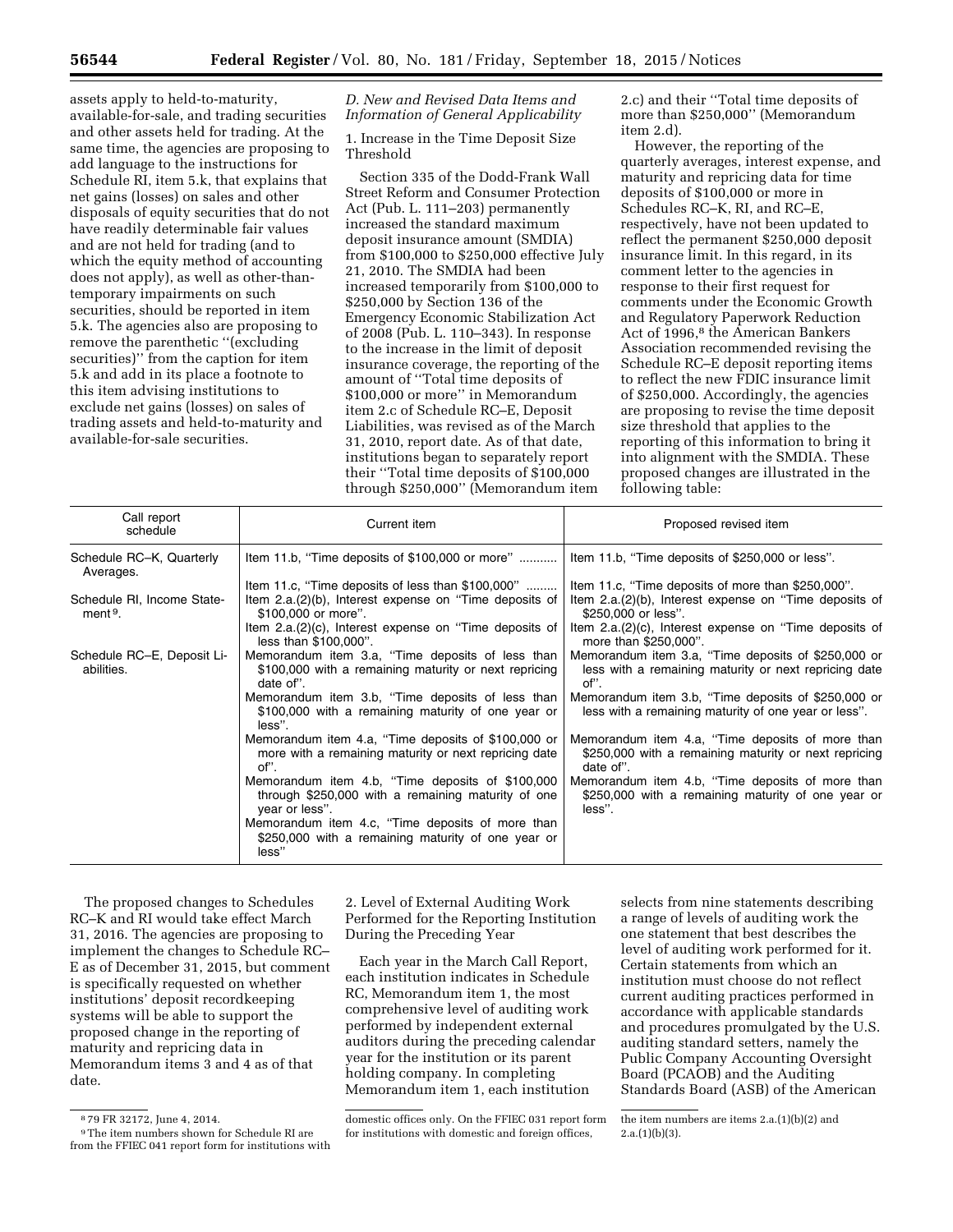assets apply to held-to-maturity, available-for-sale, and trading securities and other assets held for trading. At the same time, the agencies are proposing to add language to the instructions for Schedule RI, item 5.k, that explains that net gains (losses) on sales and other disposals of equity securities that do not have readily determinable fair values and are not held for trading (and to which the equity method of accounting does not apply), as well as other-than-temporary impairments on such securities, should be reported in item 5.k. The agencies also are proposing to remove the parenthetic ''(excluding securities)'' from the caption for item 5.k and add in its place a footnote to this item advising institutions to exclude net gains (losses) on sales of trading assets and held-to-maturity and available-for-sale securities.

### *D. New and Revised Data Items and Information of General Applicability*

1. Increase in the Time Deposit Size Threshold

Section 335 of the Dodd-Frank Wall Street Reform and Consumer Protection Act (Pub. L. 111–203) permanently increased the standard maximum deposit insurance amount (SMDIA) from $100,000 to $250,000 effective July 21, 2010. The SMDIA had been increased temporarily from $100,000 to $250,000 by Section 136 of the Emergency Economic Stabilization Act of 2008 (Pub. L. 110–343). In response to the increase in the limit of deposit insurance coverage, the reporting of the amount of ''Total time deposits of $100,000 or more'' in Memorandum item 2.c of Schedule RC–E, Deposit Liabilities, was revised as of the March 31, 2010, report date. As of that date, institutions began to separately report their ''Total time deposits of $100,000 through $250,000'' (Memorandum item 2.c) and their ''Total time deposits of more than $250,000'' (Memorandum item 2.d).

However, the reporting of the quarterly averages, interest expense, and maturity and repricing data for time deposits of $100,000 or more in Schedules RC–K, RI, and RC–E, respectively, have not been updated to reflect the permanent $250,000 deposit insurance limit. In this regard, in its comment letter to the agencies in response to their first request for comments under the Economic Growth and Regulatory Paperwork Reduction Act of 1996,[8] the American Bankers Association recommended revising the Schedule RC–E deposit reporting items to reflect the new FDIC insurance limit of $250,000. Accordingly, the agencies are proposing to revise the time deposit size threshold that applies to the reporting of this information to bring it into alignment with the SMDIA. These proposed changes are illustrated in the following table:

| Call report schedule | Current item | Proposed revised item |
|---|---|---|
| Schedule RC–K, Quarterly Averages. | Item 11.b, ''Time deposits of $100,000 or more'' | Item 11.b, ''Time deposits of $250,000 or less''. |
| | Item 11.c, ''Time deposits of less than $100,000'' | Item 11.c, ''Time deposits of more than $250,000''. |
| Schedule RI, Income Statement[9]. | Item 2.a.(2)(b), Interest expense on ''Time deposits of $100,000 or more''. | Item 2.a.(2)(b), Interest expense on ''Time deposits of $250,000 or less''. |
| | Item 2.a.(2)(c), Interest expense on ''Time deposits of less than $100,000''. | Item 2.a.(2)(c), Interest expense on ''Time deposits of more than $250,000''. |
| Schedule RC–E, Deposit Liabilities. | Memorandum item 3.a, ''Time deposits of less than $100,000 with a remaining maturity or next repricing date of''. | Memorandum item 3.a, ''Time deposits of $250,000 or less with a remaining maturity or next repricing date of''. |
| | Memorandum item 3.b, ''Time deposits of less than $100,000 with a remaining maturity of one year or less''. | Memorandum item 3.b, ''Time deposits of $250,000 or less with a remaining maturity of one year or less''. |
| | Memorandum item 4.a, ''Time deposits of $100,000 or more with a remaining maturity or next repricing date of''. | Memorandum item 4.a, ''Time deposits of more than $250,000 with a remaining maturity or next repricing date of''. |
| | Memorandum item 4.b, ''Time deposits of $100,000 through $250,000 with a remaining maturity of one year or less''. | Memorandum item 4.b, ''Time deposits of more than $250,000 with a remaining maturity of one year or less''. |
| | Memorandum item 4.c, ''Time deposits of more than $250,000 with a remaining maturity of one year or less'' | |

The proposed changes to Schedules RC–K and RI would take effect March 31, 2016. The agencies are proposing to implement the changes to Schedule RC–E as of December 31, 2015, but comment is specifically requested on whether institutions' deposit recordkeeping systems will be able to support the proposed change in the reporting of maturity and repricing data in Memorandum items 3 and 4 as of that date.

2. Level of External Auditing Work Performed for the Reporting Institution During the Preceding Year

Each year in the March Call Report, each institution indicates in Schedule RC, Memorandum item 1, the most comprehensive level of auditing work performed by independent external auditors during the preceding calendar year for the institution or its parent holding company. In completing Memorandum item 1, each institution selects from nine statements describing a range of levels of auditing work the one statement that best describes the level of auditing work performed for it. Certain statements from which an institution must choose do not reflect current auditing practices performed in accordance with applicable standards and procedures promulgated by the U.S. auditing standard setters, namely the Public Company Accounting Oversight Board (PCAOB) and the Auditing Standards Board (ASB) of the American

[8] 79 FR 32172, June 4, 2014.

[9] The item numbers shown for Schedule RI are from the FFIEC 041 report form for institutions with domestic offices only. On the FFIEC 031 report form for institutions with domestic and foreign offices, the item numbers are items 2.a.(1)(b)(2) and 2.a.(1)(b)(3).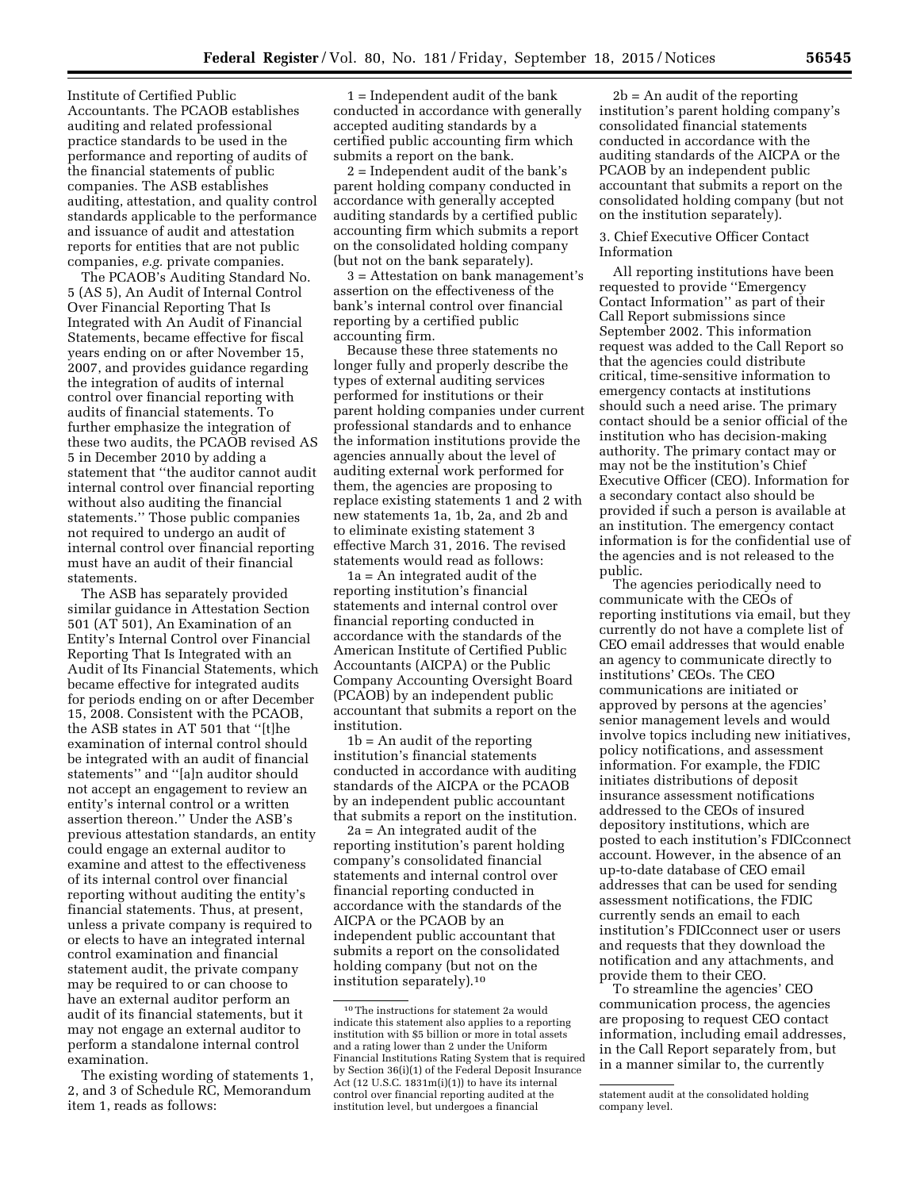Institute of Certified Public Accountants. The PCAOB establishes auditing and related professional practice standards to be used in the performance and reporting of audits of the financial statements of public companies. The ASB establishes auditing, attestation, and quality control standards applicable to the performance and issuance of audit and attestation reports for entities that are not public companies, *e.g.* private companies.

The PCAOB's Auditing Standard No. 5 (AS 5), An Audit of Internal Control Over Financial Reporting That Is Integrated with An Audit of Financial Statements, became effective for fiscal years ending on or after November 15, 2007, and provides guidance regarding the integration of audits of internal control over financial reporting with audits of financial statements. To further emphasize the integration of these two audits, the PCAOB revised AS 5 in December 2010 by adding a statement that ''the auditor cannot audit internal control over financial reporting without also auditing the financial statements.'' Those public companies not required to undergo an audit of internal control over financial reporting must have an audit of their financial statements.

The ASB has separately provided similar guidance in Attestation Section 501 (AT 501), An Examination of an Entity's Internal Control over Financial Reporting That Is Integrated with an Audit of Its Financial Statements, which became effective for integrated audits for periods ending on or after December 15, 2008. Consistent with the PCAOB, the ASB states in AT 501 that ''[t]he examination of internal control should be integrated with an audit of financial statements'' and ''[a]n auditor should not accept an engagement to review an entity's internal control or a written assertion thereon.'' Under the ASB's previous attestation standards, an entity could engage an external auditor to examine and attest to the effectiveness of its internal control over financial reporting without auditing the entity's financial statements. Thus, at present, unless a private company is required to or elects to have an integrated internal control examination and financial statement audit, the private company may be required to or can choose to have an external auditor perform an audit of its financial statements, but it may not engage an external auditor to perform a standalone internal control examination.

The existing wording of statements 1, 2, and 3 of Schedule RC, Memorandum item 1, reads as follows:

1 = Independent audit of the bank conducted in accordance with generally accepted auditing standards by a certified public accounting firm which submits a report on the bank.

2 = Independent audit of the bank's parent holding company conducted in accordance with generally accepted auditing standards by a certified public accounting firm which submits a report on the consolidated holding company (but not on the bank separately).

3 = Attestation on bank management's assertion on the effectiveness of the bank's internal control over financial reporting by a certified public accounting firm.

Because these three statements no longer fully and properly describe the types of external auditing services performed for institutions or their parent holding companies under current professional standards and to enhance the information institutions provide the agencies annually about the level of auditing external work performed for them, the agencies are proposing to replace existing statements 1 and 2 with new statements 1a, 1b, 2a, and 2b and to eliminate existing statement 3 effective March 31, 2016. The revised statements would read as follows:

1a = An integrated audit of the reporting institution's financial statements and internal control over financial reporting conducted in accordance with the standards of the American Institute of Certified Public Accountants (AICPA) or the Public Company Accounting Oversight Board (PCAOB) by an independent public accountant that submits a report on the institution.

1b = An audit of the reporting institution's financial statements conducted in accordance with auditing standards of the AICPA or the PCAOB by an independent public accountant that submits a report on the institution.

2a = An integrated audit of the reporting institution's parent holding company's consolidated financial statements and internal control over financial reporting conducted in accordance with the standards of the AICPA or the PCAOB by an independent public accountant that submits a report on the consolidated holding company (but not on the institution separately).[10]

2b = An audit of the reporting institution's parent holding company's consolidated financial statements conducted in accordance with the auditing standards of the AICPA or the PCAOB by an independent public accountant that submits a report on the consolidated holding company (but not on the institution separately).

### 3. Chief Executive Officer Contact Information

All reporting institutions have been requested to provide ''Emergency Contact Information'' as part of their Call Report submissions since September 2002. This information request was added to the Call Report so that the agencies could distribute critical, time-sensitive information to emergency contacts at institutions should such a need arise. The primary contact should be a senior official of the institution who has decision-making authority. The primary contact may or may not be the institution's Chief Executive Officer (CEO). Information for a secondary contact also should be provided if such a person is available at an institution. The emergency contact information is for the confidential use of the agencies and is not released to the public.

The agencies periodically need to communicate with the CEOs of reporting institutions via email, but they currently do not have a complete list of CEO email addresses that would enable an agency to communicate directly to institutions' CEOs. The CEO communications are initiated or approved by persons at the agencies' senior management levels and would involve topics including new initiatives, policy notifications, and assessment information. For example, the FDIC initiates distributions of deposit insurance assessment notifications addressed to the CEOs of insured depository institutions, which are posted to each institution's FDICconnect account. However, in the absence of an up-to-date database of CEO email addresses that can be used for sending assessment notifications, the FDIC currently sends an email to each institution's FDICconnect user or users and requests that they download the notification and any attachments, and provide them to their CEO.

To streamline the agencies' CEO communication process, the agencies are proposing to request CEO contact information, including email addresses, in the Call Report separately from, but in a manner similar to, the currently

---

[10] The instructions for statement 2a would indicate this statement also applies to a reporting institution with $5 billion or more in total assets and a rating lower than 2 under the Uniform Financial Institutions Rating System that is required by Section 36(i)(1) of the Federal Deposit Insurance Act (12 U.S.C. 1831m(i)(1)) to have its internal control over financial reporting audited at the institution level, but undergoes a financial statement audit at the consolidated holding company level.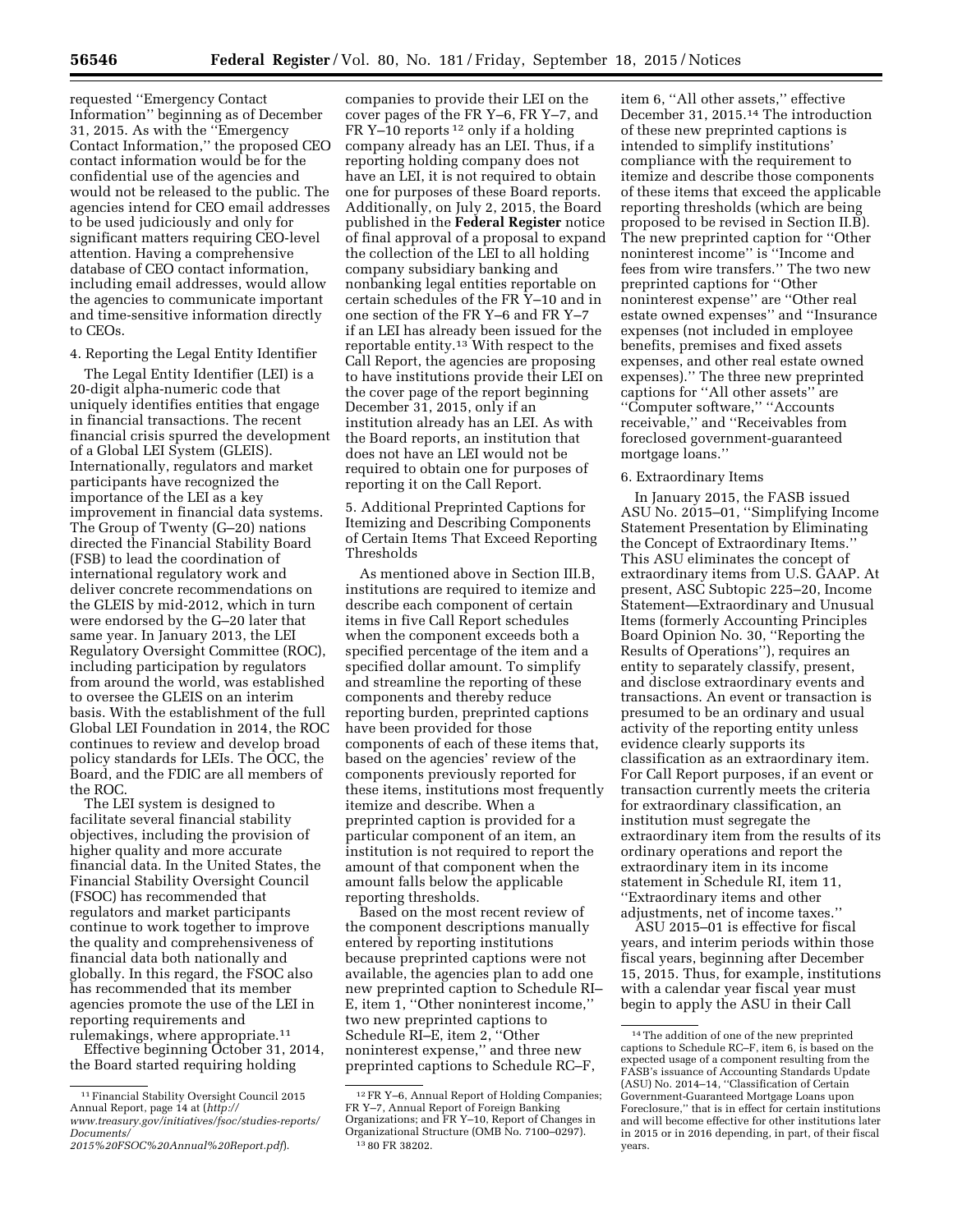requested ''Emergency Contact Information'' beginning as of December 31, 2015. As with the ''Emergency Contact Information,'' the proposed CEO contact information would be for the confidential use of the agencies and would not be released to the public. The agencies intend for CEO email addresses to be used judiciously and only for significant matters requiring CEO-level attention. Having a comprehensive database of CEO contact information, including email addresses, would allow the agencies to communicate important and time-sensitive information directly to CEOs.

4. Reporting the Legal Entity Identifier

The Legal Entity Identifier (LEI) is a 20-digit alpha-numeric code that uniquely identifies entities that engage in financial transactions. The recent financial crisis spurred the development of a Global LEI System (GLEIS). Internationally, regulators and market participants have recognized the importance of the LEI as a key improvement in financial data systems. The Group of Twenty (G–20) nations directed the Financial Stability Board (FSB) to lead the coordination of international regulatory work and deliver concrete recommendations on the GLEIS by mid-2012, which in turn were endorsed by the G–20 later that same year. In January 2013, the LEI Regulatory Oversight Committee (ROC), including participation by regulators from around the world, was established to oversee the GLEIS on an interim basis. With the establishment of the full Global LEI Foundation in 2014, the ROC continues to review and develop broad policy standards for LEIs. The OCC, the Board, and the FDIC are all members of the ROC.

The LEI system is designed to facilitate several financial stability objectives, including the provision of higher quality and more accurate financial data. In the United States, the Financial Stability Oversight Council (FSOC) has recommended that regulators and market participants continue to work together to improve the quality and comprehensiveness of financial data both nationally and globally. In this regard, the FSOC also has recommended that its member agencies promote the use of the LEI in reporting requirements and rulemakings, where appropriate.[11]

Effective beginning October 31, 2014, the Board started requiring holding companies to provide their LEI on the cover pages of the FR Y–6, FR Y–7, and FR Y–10 reports[12] only if a holding company already has an LEI. Thus, if a reporting holding company does not have an LEI, it is not required to obtain one for purposes of these Board reports. Additionally, on July 2, 2015, the Board published in the **Federal Register** notice of final approval of a proposal to expand the collection of the LEI to all holding company subsidiary banking and nonbanking legal entities reportable on certain schedules of the FR Y–10 and in one section of the FR Y–6 and FR Y–7 if an LEI has already been issued for the reportable entity.[13] With respect to the Call Report, the agencies are proposing to have institutions provide their LEI on the cover page of the report beginning December 31, 2015, only if an institution already has an LEI. As with the Board reports, an institution that does not have an LEI would not be required to obtain one for purposes of reporting it on the Call Report.

5. Additional Preprinted Captions for Itemizing and Describing Components of Certain Items That Exceed Reporting Thresholds

As mentioned above in Section III.B, institutions are required to itemize and describe each component of certain items in five Call Report schedules when the component exceeds both a specified percentage of the item and a specified dollar amount. To simplify and streamline the reporting of these components and thereby reduce reporting burden, preprinted captions have been provided for those components of each of these items that, based on the agencies' review of the components previously reported for these items, institutions most frequently itemize and describe. When a preprinted caption is provided for a particular component of an item, an institution is not required to report the amount of that component when the amount falls below the applicable reporting thresholds.

Based on the most recent review of the component descriptions manually entered by reporting institutions because preprinted captions were not available, the agencies plan to add one new preprinted caption to Schedule RI–E, item 1, ''Other noninterest income,'' two new preprinted captions to Schedule RI–E, item 2, ''Other noninterest expense,'' and three new preprinted captions to Schedule RC–F, item 6, ''All other assets,'' effective December 31, 2015.[14] The introduction of these new preprinted captions is intended to simplify institutions' compliance with the requirement to itemize and describe those components of these items that exceed the applicable reporting thresholds (which are being proposed to be revised in Section II.B). The new preprinted caption for ''Other noninterest income'' is ''Income and fees from wire transfers.'' The two new preprinted captions for ''Other noninterest expense'' are ''Other real estate owned expenses'' and ''Insurance expenses (not included in employee benefits, premises and fixed assets expenses, and other real estate owned expenses).'' The three new preprinted captions for ''All other assets'' are ''Computer software,'' ''Accounts receivable,'' and ''Receivables from foreclosed government-guaranteed mortgage loans.''

6. Extraordinary Items

In January 2015, the FASB issued ASU No. 2015–01, ''Simplifying Income Statement Presentation by Eliminating the Concept of Extraordinary Items.'' This ASU eliminates the concept of extraordinary items from U.S. GAAP. At present, ASC Subtopic 225–20, Income Statement—Extraordinary and Unusual Items (formerly Accounting Principles Board Opinion No. 30, ''Reporting the Results of Operations''), requires an entity to separately classify, present, and disclose extraordinary events and transactions. An event or transaction is presumed to be an ordinary and usual activity of the reporting entity unless evidence clearly supports its classification as an extraordinary item. For Call Report purposes, if an event or transaction currently meets the criteria for extraordinary classification, an institution must segregate the extraordinary item from the results of its ordinary operations and report the extraordinary item in its income statement in Schedule RI, item 11, ''Extraordinary items and other adjustments, net of income taxes.''

ASU 2015–01 is effective for fiscal years, and interim periods within those fiscal years, beginning after December 15, 2015. Thus, for example, institutions with a calendar year fiscal year must begin to apply the ASU in their Call

---

[11] Financial Stability Oversight Council 2015 Annual Report, page 14 at (*http://www.treasury.gov/initiatives/fsoc/studies-reports/Documents/2015%20FSOC%20Annual%20Report.pdf*).

[12] FR Y–6, Annual Report of Holding Companies; FR Y–7, Annual Report of Foreign Banking Organizations; and FR Y–10, Report of Changes in Organizational Structure (OMB No. 7100–0297).

[13] 80 FR 38202.

[14] The addition of one of the new preprinted captions to Schedule RC–F, item 6, is based on the expected usage of a component resulting from the FASB's issuance of Accounting Standards Update (ASU) No. 2014–14, ''Classification of Certain Government-Guaranteed Mortgage Loans upon Foreclosure,'' that is in effect for certain institutions and will become effective for other institutions later in 2015 or in 2016 depending, in part, of their fiscal years.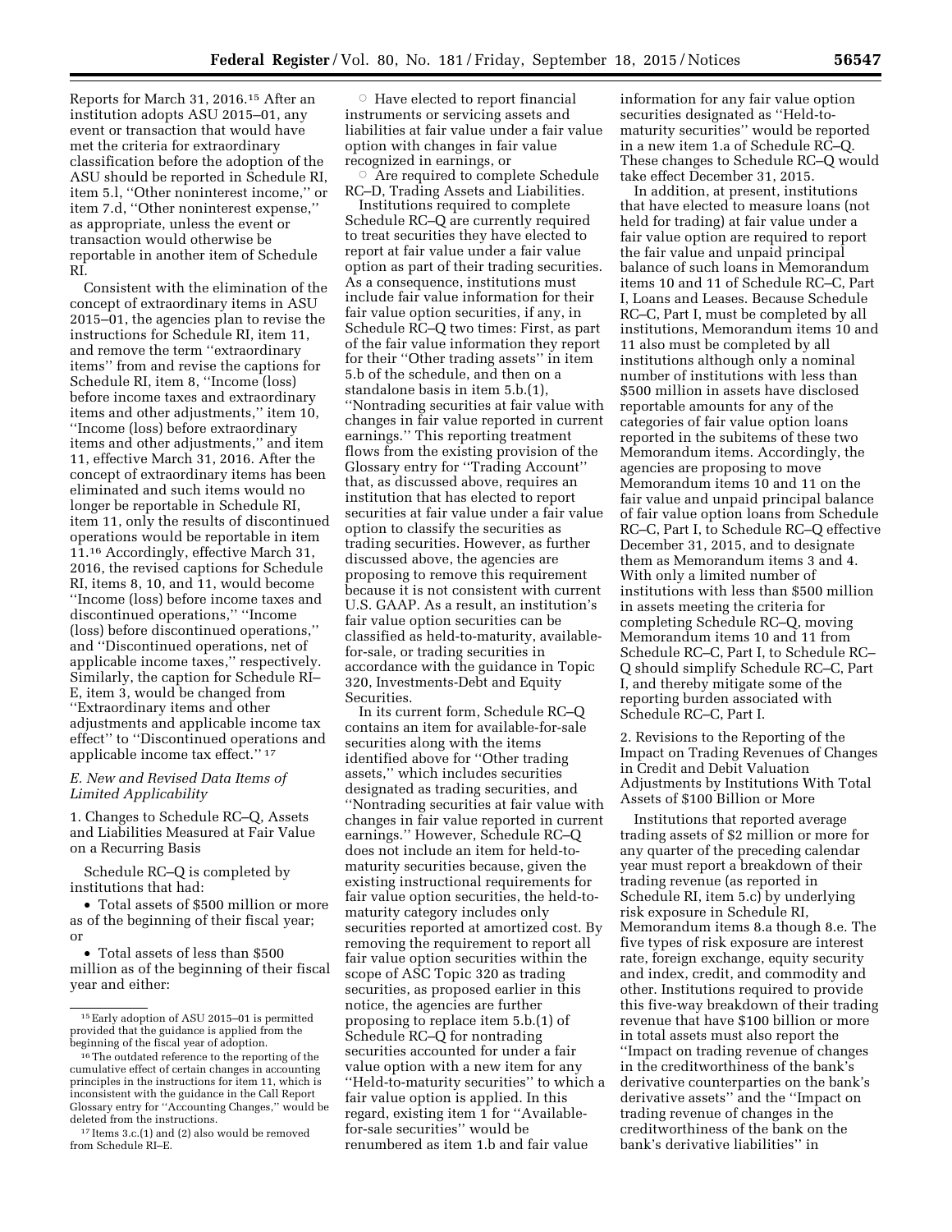Reports for March 31, 2016.[15] After an institution adopts ASU 2015–01, any event or transaction that would have met the criteria for extraordinary classification before the adoption of the ASU should be reported in Schedule RI, item 5.l, ''Other noninterest income,'' or item 7.d, ''Other noninterest expense,'' as appropriate, unless the event or transaction would otherwise be reportable in another item of Schedule RI.

Consistent with the elimination of the concept of extraordinary items in ASU 2015–01, the agencies plan to revise the instructions for Schedule RI, item 11, and remove the term ''extraordinary items'' from and revise the captions for Schedule RI, item 8, ''Income (loss) before income taxes and extraordinary items and other adjustments,'' item 10, ''Income (loss) before extraordinary items and other adjustments,'' and item 11, effective March 31, 2016. After the concept of extraordinary items has been eliminated and such items would no longer be reportable in Schedule RI, item 11, only the results of discontinued operations would be reportable in item 11.[16] Accordingly, effective March 31, 2016, the revised captions for Schedule RI, items 8, 10, and 11, would become ''Income (loss) before income taxes and discontinued operations,'' ''Income (loss) before discontinued operations,'' and ''Discontinued operations, net of applicable income taxes,'' respectively. Similarly, the caption for Schedule RI–E, item 3, would be changed from ''Extraordinary items and other adjustments and applicable income tax effect'' to ''Discontinued operations and applicable income tax effect.''[17]

*E. New and Revised Data Items of Limited Applicability*

1. Changes to Schedule RC–Q, Assets and Liabilities Measured at Fair Value on a Recurring Basis

Schedule RC–Q is completed by institutions that had:

- Total assets of $500 million or more as of the beginning of their fiscal year; or
- Total assets of less than $500 million as of the beginning of their fiscal year and either:
  - Have elected to report financial instruments or servicing assets and liabilities at fair value under a fair value option with changes in fair value recognized in earnings, or
  - Are required to complete Schedule RC–D, Trading Assets and Liabilities.

Institutions required to complete Schedule RC–Q are currently required to treat securities they have elected to report at fair value under a fair value option as part of their trading securities. As a consequence, institutions must include fair value information for their fair value option securities, if any, in Schedule RC–Q two times: First, as part of the fair value information they report for their ''Other trading assets'' in item 5.b of the schedule, and then on a standalone basis in item 5.b.(1), ''Nontrading securities at fair value with changes in fair value reported in current earnings.'' This reporting treatment flows from the existing provision of the Glossary entry for ''Trading Account'' that, as discussed above, requires an institution that has elected to report securities at fair value under a fair value option to classify the securities as trading securities. However, as further discussed above, the agencies are proposing to remove this requirement because it is not consistent with current U.S. GAAP. As a result, an institution's fair value option securities can be classified as held-to-maturity, available-for-sale, or trading securities in accordance with the guidance in Topic 320, Investments-Debt and Equity Securities.

In its current form, Schedule RC–Q contains an item for available-for-sale securities along with the items identified above for ''Other trading assets,'' which includes securities designated as trading securities, and ''Nontrading securities at fair value with changes in fair value reported in current earnings.'' However, Schedule RC–Q does not include an item for held-to-maturity securities because, given the existing instructional requirements for fair value option securities, the held-to-maturity category includes only securities reported at amortized cost. By removing the requirement to report all fair value option securities within the scope of ASC Topic 320 as trading securities, as proposed earlier in this notice, the agencies are further proposing to replace item 5.b.(1) of Schedule RC–Q for nontrading securities accounted for under a fair value option with a new item for any ''Held-to-maturity securities'' to which a fair value option is applied. In this regard, existing item 1 for ''Available-for-sale securities'' would be renumbered as item 1.b and fair value information for any fair value option securities designated as ''Held-to-maturity securities'' would be reported in a new item 1.a of Schedule RC–Q. These changes to Schedule RC–Q would take effect December 31, 2015.

In addition, at present, institutions that have elected to measure loans (not held for trading) at fair value under a fair value option are required to report the fair value and unpaid principal balance of such loans in Memorandum items 10 and 11 of Schedule RC–C, Part I, Loans and Leases. Because Schedule RC–C, Part I, must be completed by all institutions, Memorandum items 10 and 11 also must be completed by all institutions although only a nominal number of institutions with less than $500 million in assets have disclosed reportable amounts for any of the categories of fair value option loans reported in the subitems of these two Memorandum items. Accordingly, the agencies are proposing to move Memorandum items 10 and 11 on the fair value and unpaid principal balance of fair value option loans from Schedule RC–C, Part I, to Schedule RC–Q effective December 31, 2015, and to designate them as Memorandum items 3 and 4. With only a limited number of institutions with less than $500 million in assets meeting the criteria for completing Schedule RC–Q, moving Memorandum items 10 and 11 from Schedule RC–C, Part I, to Schedule RC–Q should simplify Schedule RC–C, Part I, and thereby mitigate some of the reporting burden associated with Schedule RC–C, Part I.

2. Revisions to the Reporting of the Impact on Trading Revenues of Changes in Credit and Debit Valuation Adjustments by Institutions With Total Assets of $100 Billion or More

Institutions that reported average trading assets of $2 million or more for any quarter of the preceding calendar year must report a breakdown of their trading revenue (as reported in Schedule RI, item 5.c) by underlying risk exposure in Schedule RI, Memorandum items 8.a though 8.e. The five types of risk exposure are interest rate, foreign exchange, equity security and index, credit, and commodity and other. Institutions required to provide this five-way breakdown of their trading revenue that have $100 billion or more in total assets must also report the ''Impact on trading revenue of changes in the creditworthiness of the bank's derivative counterparties on the bank's derivative assets'' and the ''Impact on trading revenue of changes in the creditworthiness of the bank on the bank's derivative liabilities'' in

---

[15] Early adoption of ASU 2015–01 is permitted provided that the guidance is applied from the beginning of the fiscal year of adoption.

[16] The outdated reference to the reporting of the cumulative effect of certain changes in accounting principles in the instructions for item 11, which is inconsistent with the guidance in the Call Report Glossary entry for ''Accounting Changes,'' would be deleted from the instructions.

[17] Items 3.c.(1) and (2) also would be removed from Schedule RI–E.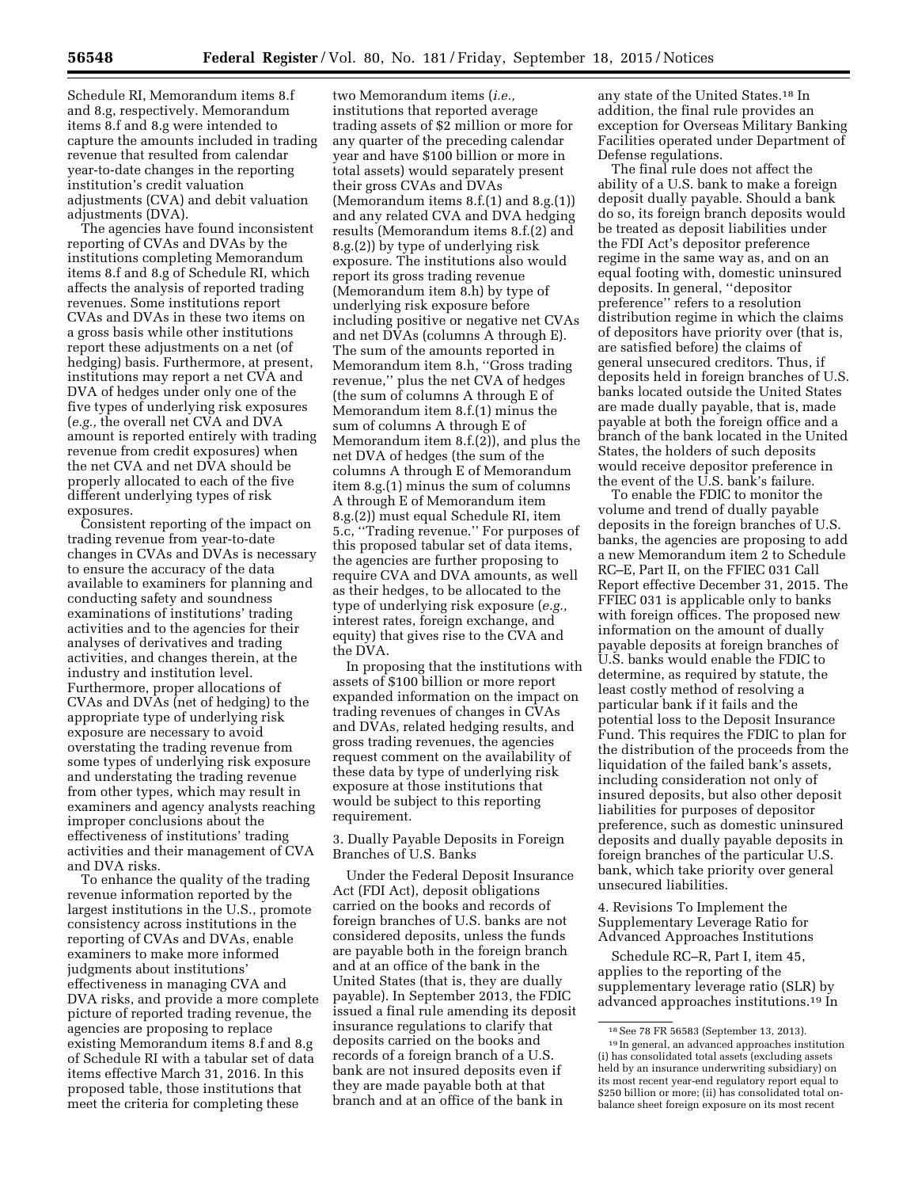Schedule RI, Memorandum items 8.f and 8.g, respectively. Memorandum items 8.f and 8.g were intended to capture the amounts included in trading revenue that resulted from calendar year-to-date changes in the reporting institution's credit valuation adjustments (CVA) and debit valuation adjustments (DVA).

The agencies have found inconsistent reporting of CVAs and DVAs by the institutions completing Memorandum items 8.f and 8.g of Schedule RI, which affects the analysis of reported trading revenues. Some institutions report CVAs and DVAs in these two items on a gross basis while other institutions report these adjustments on a net (of hedging) basis. Furthermore, at present, institutions may report a net CVA and DVA of hedges under only one of the five types of underlying risk exposures (*e.g.,* the overall net CVA and DVA amount is reported entirely with trading revenue from credit exposures) when the net CVA and net DVA should be properly allocated to each of the five different underlying types of risk exposures.

Consistent reporting of the impact on trading revenue from year-to-date changes in CVAs and DVAs is necessary to ensure the accuracy of the data available to examiners for planning and conducting safety and soundness examinations of institutions' trading activities and to the agencies for their analyses of derivatives and trading activities, and changes therein, at the industry and institution level. Furthermore, proper allocations of CVAs and DVAs (net of hedging) to the appropriate type of underlying risk exposure are necessary to avoid overstating the trading revenue from some types of underlying risk exposure and understating the trading revenue from other types, which may result in examiners and agency analysts reaching improper conclusions about the effectiveness of institutions' trading activities and their management of CVA and DVA risks.

To enhance the quality of the trading revenue information reported by the largest institutions in the U.S., promote consistency across institutions in the reporting of CVAs and DVAs, enable examiners to make more informed judgments about institutions' effectiveness in managing CVA and DVA risks, and provide a more complete picture of reported trading revenue, the agencies are proposing to replace existing Memorandum items 8.f and 8.g of Schedule RI with a tabular set of data items effective March 31, 2016. In this proposed table, those institutions that meet the criteria for completing these two Memorandum items (*i.e.,* institutions that reported average trading assets of $2 million or more for any quarter of the preceding calendar year and have $100 billion or more in total assets) would separately present their gross CVAs and DVAs (Memorandum items 8.f.(1) and 8.g.(1)) and any related CVA and DVA hedging results (Memorandum items 8.f.(2) and 8.g.(2)) by type of underlying risk exposure. The institutions also would report its gross trading revenue (Memorandum item 8.h) by type of underlying risk exposure before including positive or negative net CVAs and net DVAs (columns A through E). The sum of the amounts reported in Memorandum item 8.h, "Gross trading revenue," plus the net CVA of hedges (the sum of columns A through E of Memorandum item 8.f.(1) minus the sum of columns A through E of Memorandum item 8.f.(2)), and plus the net DVA of hedges (the sum of the columns A through E of Memorandum item 8.g.(1) minus the sum of columns A through E of Memorandum item 8.g.(2)) must equal Schedule RI, item 5.c, "Trading revenue." For purposes of this proposed tabular set of data items, the agencies are further proposing to require CVA and DVA amounts, as well as their hedges, to be allocated to the type of underlying risk exposure (*e.g.,* interest rates, foreign exchange, and equity) that gives rise to the CVA and the DVA.

In proposing that the institutions with assets of $100 billion or more report expanded information on the impact on trading revenues of changes in CVAs and DVAs, related hedging results, and gross trading revenues, the agencies request comment on the availability of these data by type of underlying risk exposure at those institutions that would be subject to this reporting requirement.

3. Dually Payable Deposits in Foreign Branches of U.S. Banks

Under the Federal Deposit Insurance Act (FDI Act), deposit obligations carried on the books and records of foreign branches of U.S. banks are not considered deposits, unless the funds are payable both in the foreign branch and at an office of the bank in the United States (that is, they are dually payable). In September 2013, the FDIC issued a final rule amending its deposit insurance regulations to clarify that deposits carried on the books and records of a foreign branch of a U.S. bank are not insured deposits even if they are made payable both at that branch and at an office of the bank in any state of the United States.[18] In addition, the final rule provides an exception for Overseas Military Banking Facilities operated under Department of Defense regulations.

The final rule does not affect the ability of a U.S. bank to make a foreign deposit dually payable. Should a bank do so, its foreign branch deposits would be treated as deposit liabilities under the FDI Act's depositor preference regime in the same way as, and on an equal footing with, domestic uninsured deposits. In general, "depositor preference" refers to a resolution distribution regime in which the claims of depositors have priority over (that is, are satisfied before) the claims of general unsecured creditors. Thus, if deposits held in foreign branches of U.S. banks located outside the United States are made dually payable, that is, made payable at both the foreign office and a branch of the bank located in the United States, the holders of such deposits would receive depositor preference in the event of the U.S. bank's failure.

To enable the FDIC to monitor the volume and trend of dually payable deposits in the foreign branches of U.S. banks, the agencies are proposing to add a new Memorandum item 2 to Schedule RC–E, Part II, on the FFIEC 031 Call Report effective December 31, 2015. The FFIEC 031 is applicable only to banks with foreign offices. The proposed new information on the amount of dually payable deposits at foreign branches of U.S. banks would enable the FDIC to determine, as required by statute, the least costly method of resolving a particular bank if it fails and the potential loss to the Deposit Insurance Fund. This requires the FDIC to plan for the distribution of the proceeds from the liquidation of the failed bank's assets, including consideration not only of insured deposits, but also other deposit liabilities for purposes of depositor preference, such as domestic uninsured deposits and dually payable deposits in foreign branches of the particular U.S. bank, which take priority over general unsecured liabilities.

4. Revisions To Implement the Supplementary Leverage Ratio for Advanced Approaches Institutions

Schedule RC–R, Part I, item 45, applies to the reporting of the supplementary leverage ratio (SLR) by advanced approaches institutions.[19] In

[18] See 78 FR 56583 (September 13, 2013).

[19] In general, an advanced approaches institution (i) has consolidated total assets (excluding assets held by an insurance underwriting subsidiary) on its most recent year-end regulatory report equal to $250 billion or more; (ii) has consolidated total on-balance sheet foreign exposure on its most recent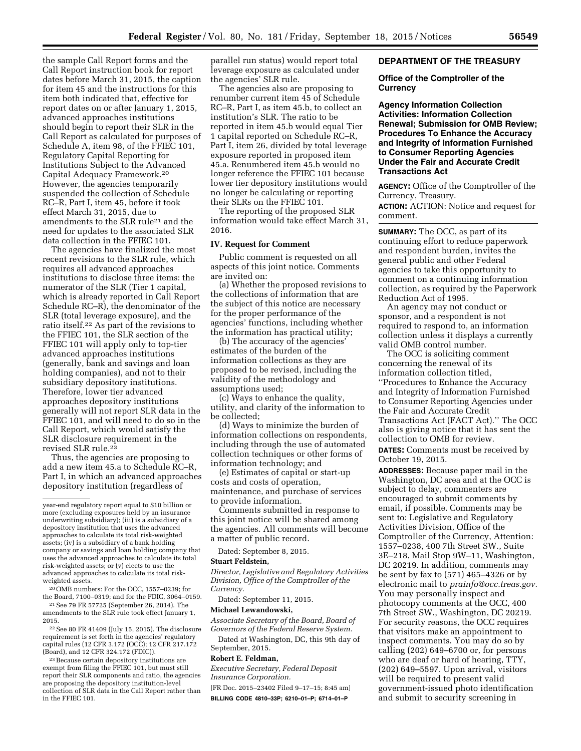the sample Call Report forms and the Call Report instruction book for report dates before March 31, 2015, the caption for item 45 and the instructions for this item both indicated that, effective for report dates on or after January 1, 2015, advanced approaches institutions should begin to report their SLR in the Call Report as calculated for purposes of Schedule A, item 98, of the FFIEC 101, Regulatory Capital Reporting for Institutions Subject to the Advanced Capital Adequacy Framework.[20] However, the agencies temporarily suspended the collection of Schedule RC–R, Part I, item 45, before it took effect March 31, 2015, due to amendments to the SLR rule[21] and the need for updates to the associated SLR data collection in the FFIEC 101.

The agencies have finalized the most recent revisions to the SLR rule, which requires all advanced approaches institutions to disclose three items: the numerator of the SLR (Tier 1 capital, which is already reported in Call Report Schedule RC–R), the denominator of the SLR (total leverage exposure), and the ratio itself.[22] As part of the revisions to the FFIEC 101, the SLR section of the FFIEC 101 will apply only to top-tier advanced approaches institutions (generally, bank and savings and loan holding companies), and not to their subsidiary depository institutions. Therefore, lower tier advanced approaches depository institutions generally will not report SLR data in the FFIEC 101, and will need to do so in the Call Report, which would satisfy the SLR disclosure requirement in the revised SLR rule.[23]

Thus, the agencies are proposing to add a new item 45.a to Schedule RC–R, Part I, in which an advanced approaches depository institution (regardless of parallel run status) would report total leverage exposure as calculated under the agencies' SLR rule.

The agencies also are proposing to renumber current item 45 of Schedule RC–R, Part I, as item 45.b, to collect an institution's SLR. The ratio to be reported in item 45.b would equal Tier 1 capital reported on Schedule RC–R, Part I, item 26, divided by total leverage exposure reported in proposed item 45.a. Renumbered item 45.b would no longer reference the FFIEC 101 because lower tier depository institutions would no longer be calculating or reporting their SLRs on the FFIEC 101.

The reporting of the proposed SLR information would take effect March 31, 2016.

## IV. Request for Comment

Public comment is requested on all aspects of this joint notice. Comments are invited on:

(a) Whether the proposed revisions to the collections of information that are the subject of this notice are necessary for the proper performance of the agencies' functions, including whether the information has practical utility;

(b) The accuracy of the agencies' estimates of the burden of the information collections as they are proposed to be revised, including the validity of the methodology and assumptions used;

(c) Ways to enhance the quality, utility, and clarity of the information to be collected;

(d) Ways to minimize the burden of information collections on respondents, including through the use of automated collection techniques or other forms of information technology; and

(e) Estimates of capital or start-up costs and costs of operation, maintenance, and purchase of services to provide information.

Comments submitted in response to this joint notice will be shared among the agencies. All comments will become a matter of public record.

Dated: September 8, 2015.

**Stuart Feldstein,**

*Director, Legislative and Regulatory Activities Division, Office of the Comptroller of the Currency.*

Dated: September 11, 2015.

**Michael Lewandowski,**

*Associate Secretary of the Board, Board of Governors of the Federal Reserve System.*

Dated at Washington, DC, this 9th day of September, 2015.

**Robert E. Feldman,**

*Executive Secretary, Federal Deposit Insurance Corporation.*

[FR Doc. 2015–23402 Filed 9–17–15; 8:45 am]

**BILLING CODE 4810–33P; 6210–01–P; 6714–01–P**

---

year-end regulatory report equal to $10 billion or more (excluding exposures held by an insurance underwriting subsidiary); (iii) is a subsidiary of a depository institution that uses the advanced approaches to calculate its total risk-weighted assets; (iv) is a subsidiary of a bank holding company or savings and loan holding company that uses the advanced approaches to calculate its total risk-weighted assets; or (v) elects to use the advanced approaches to calculate its total risk-weighted assets.

[20] OMB numbers: For the OCC, 1557–0239; for the Board, 7100–0319; and for the FDIC, 3064–0159.

[21] See 79 FR 57725 (September 26, 2014). The amendments to the SLR rule took effect January 1, 2015.

[22] See 80 FR 41409 (July 15, 2015). The disclosure requirement is set forth in the agencies' regulatory capital rules (12 CFR 3.172 (OCC); 12 CFR 217.172 (Board), and 12 CFR 324.172 (FDIC)).

[23] Because certain depository institutions are exempt from filing the FFIEC 101, but must still report their SLR components and ratio, the agencies are proposing the depository institution-level collection of SLR data in the Call Report rather than in the FFIEC 101.

---

## DEPARTMENT OF THE TREASURY

### Office of the Comptroller of the Currency

### Agency Information Collection Activities: Information Collection Renewal; Submission for OMB Review; Procedures To Enhance the Accuracy and Integrity of Information Furnished to Consumer Reporting Agencies Under the Fair and Accurate Credit Transactions Act

**AGENCY:** Office of the Comptroller of the Currency, Treasury.

**ACTION:** ACTION: Notice and request for comment.

**SUMMARY:** The OCC, as part of its continuing effort to reduce paperwork and respondent burden, invites the general public and other Federal agencies to take this opportunity to comment on a continuing information collection, as required by the Paperwork Reduction Act of 1995.

An agency may not conduct or sponsor, and a respondent is not required to respond to, an information collection unless it displays a currently valid OMB control number.

The OCC is soliciting comment concerning the renewal of its information collection titled, ''Procedures to Enhance the Accuracy and Integrity of Information Furnished to Consumer Reporting Agencies under the Fair and Accurate Credit Transactions Act (FACT Act).'' The OCC also is giving notice that it has sent the collection to OMB for review.

**DATES:** Comments must be received by October 19, 2015.

**ADDRESSES:** Because paper mail in the Washington, DC area and at the OCC is subject to delay, commenters are encouraged to submit comments by email, if possible. Comments may be sent to: Legislative and Regulatory Activities Division, Office of the Comptroller of the Currency, Attention: 1557–0238, 400 7th Street SW., Suite 3E–218, Mail Stop 9W–11, Washington, DC 20219. In addition, comments may be sent by fax to (571) 465–4326 or by electronic mail to *prainfo@occ.treas.gov.* You may personally inspect and photocopy comments at the OCC, 400 7th Street SW., Washington, DC 20219. For security reasons, the OCC requires that visitors make an appointment to inspect comments. You may do so by calling (202) 649–6700 or, for persons who are deaf or hard of hearing, TTY, (202) 649–5597. Upon arrival, visitors will be required to present valid government-issued photo identification and submit to security screening in